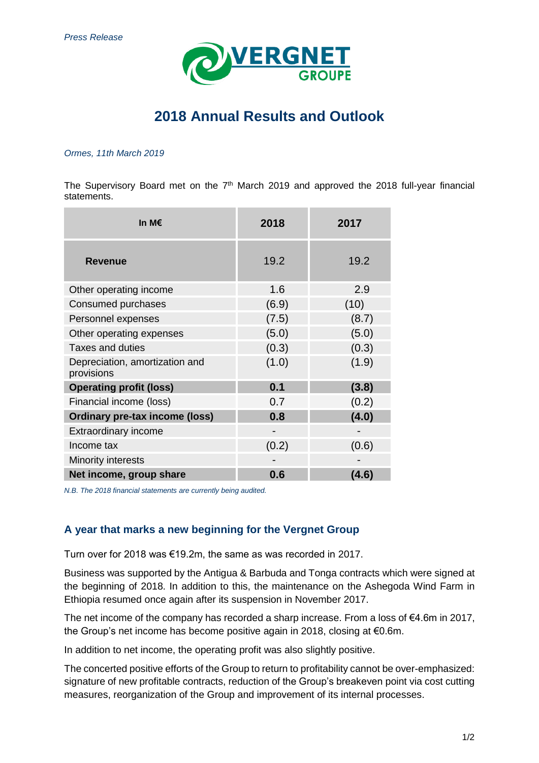*Press Release*

VERGNET GROUPE

# 2018 Annual Results and Outlook

*Ormes, 11th March 2019*

The Supervisory Board met on the 7th March 2019 and approved the 2018 full-year financial statements.

| In M€ | 2018 | 2017 |
|---|---|---|
| **Revenue** | 19.2 | 19.2 |
| Other operating income | 1.6 | 2.9 |
| Consumed purchases | (6.9) | (10) |
| Personnel expenses | (7.5) | (8.7) |
| Other operating expenses | (5.0) | (5.0) |
| Taxes and duties | (0.3) | (0.3) |
| Depreciation, amortization and provisions | (1.0) | (1.9) |
| **Operating profit (loss)** | **0.1** | **(3.8)** |
| Financial income (loss) | 0.7 | (0.2) |
| **Ordinary pre-tax income (loss)** | **0.8** | **(4.0)** |
| Extraordinary income | - | - |
| Income tax | (0.2) | (0.6) |
| Minority interests | - | - |
| **Net income, group share** | **0.6** | **(4.6)** |

*N.B. The 2018 financial statements are currently being audited.*

## A year that marks a new beginning for the Vergnet Group

Turn over for 2018 was €19.2m, the same as was recorded in 2017.

Business was supported by the Antigua & Barbuda and Tonga contracts which were signed at the beginning of 2018. In addition to this, the maintenance on the Ashegoda Wind Farm in Ethiopia resumed once again after its suspension in November 2017.

The net income of the company has recorded a sharp increase. From a loss of €4.6m in 2017, the Group's net income has become positive again in 2018, closing at €0.6m.

In addition to net income, the operating profit was also slightly positive.

The concerted positive efforts of the Group to return to profitability cannot be over-emphasized: signature of new profitable contracts, reduction of the Group's breakeven point via cost cutting measures, reorganization of the Group and improvement of its internal processes.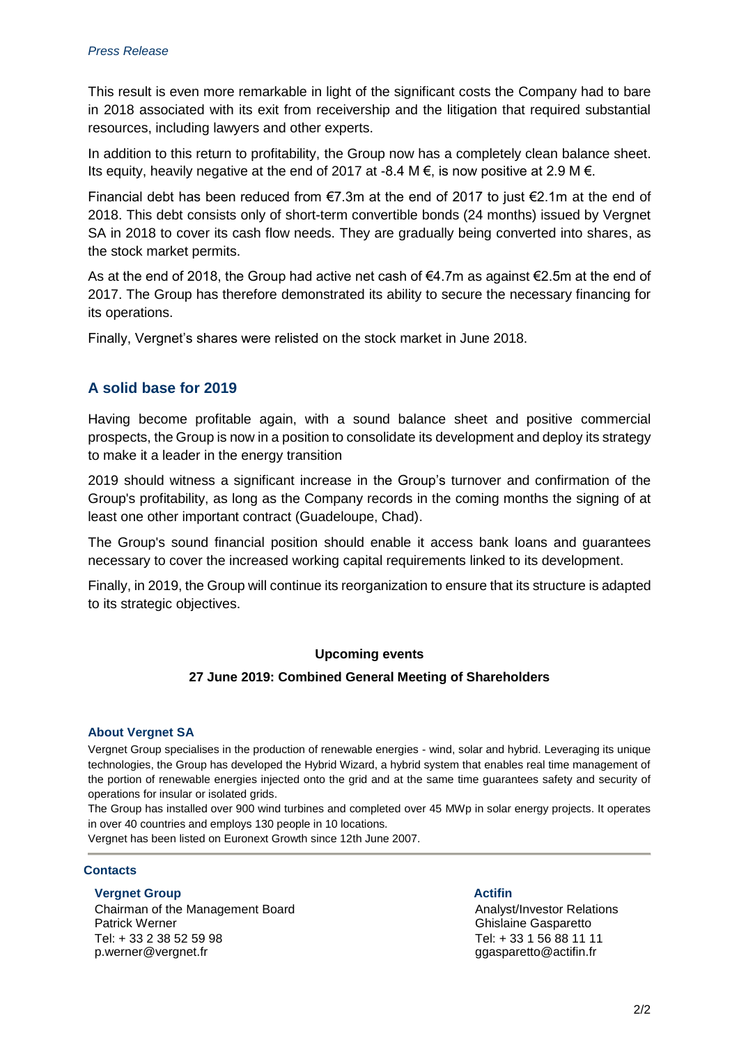This result is even more remarkable in light of the significant costs the Company had to bare in 2018 associated with its exit from receivership and the litigation that required substantial resources, including lawyers and other experts.

In addition to this return to profitability, the Group now has a completely clean balance sheet. Its equity, heavily negative at the end of 2017 at -8.4 M €, is now positive at 2.9 M €.

Financial debt has been reduced from €7.3m at the end of 2017 to just €2.1m at the end of 2018. This debt consists only of short-term convertible bonds (24 months) issued by Vergnet SA in 2018 to cover its cash flow needs. They are gradually being converted into shares, as the stock market permits.

As at the end of 2018, the Group had active net cash of €4.7m as against €2.5m at the end of 2017. The Group has therefore demonstrated its ability to secure the necessary financing for its operations.

Finally, Vergnet's shares were relisted on the stock market in June 2018.

## A solid base for 2019

Having become profitable again, with a sound balance sheet and positive commercial prospects, the Group is now in a position to consolidate its development and deploy its strategy to make it a leader in the energy transition

2019 should witness a significant increase in the Group's turnover and confirmation of the Group's profitability, as long as the Company records in the coming months the signing of at least one other important contract (Guadeloupe, Chad).

The Group's sound financial position should enable it access bank loans and guarantees necessary to cover the increased working capital requirements linked to its development.

Finally, in 2019, the Group will continue its reorganization to ensure that its structure is adapted to its strategic objectives.

**Upcoming events**

**27 June 2019: Combined General Meeting of Shareholders**

### About Vergnet SA

Vergnet Group specialises in the production of renewable energies - wind, solar and hybrid. Leveraging its unique technologies, the Group has developed the Hybrid Wizard, a hybrid system that enables real time management of the portion of renewable energies injected onto the grid and at the same time guarantees safety and security of operations for insular or isolated grids.

The Group has installed over 900 wind turbines and completed over 45 MWp in solar energy projects. It operates in over 40 countries and employs 130 people in 10 locations.

Vergnet has been listed on Euronext Growth since 12th June 2007.

### Contacts

**Vergnet Group**
Chairman of the Management Board
Patrick Werner
Tel: + 33 2 38 52 59 98
p.werner@vergnet.fr

**Actifin**
Analyst/Investor Relations
Ghislaine Gasparetto
Tel: + 33 1 56 88 11 11
ggasparetto@actifin.fr